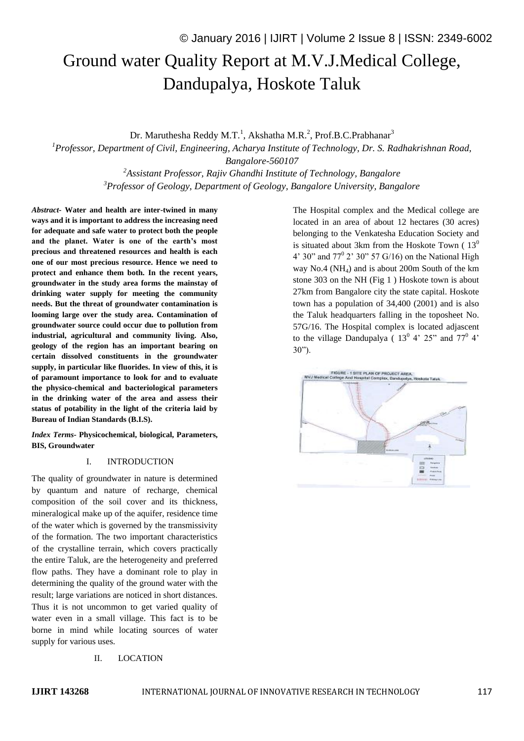# Ground water Quality Report at M.V.J.Medical College, Dandupalya, Hoskote Taluk

Dr. Maruthesha Reddy M.T.[1], Akshatha M.R.[2], Prof.B.C.Prabhanar[3]

[1]*Professor, Department of Civil, Engineering, Acharya Institute of Technology, Dr. S. Radhakrishnan Road, Bangalore-560107*

[2]*Assistant Professor, Rajiv Ghandhi Institute of Technology, Bangalore*

[3]*Professor of Geology, Department of Geology, Bangalore University, Bangalore*

***Abstract*- Water and health are inter-twined in many ways and it is important to address the increasing need for adequate and safe water to protect both the people and the planet. Water is one of the earth's most precious and threatened resources and health is each one of our most precious resource. Hence we need to protect and enhance them both. In the recent years, groundwater in the study area forms the mainstay of drinking water supply for meeting the community needs. But the threat of groundwater contamination is looming large over the study area. Contamination of groundwater source could occur due to pollution from industrial, agricultural and community living. Also, geology of the region has an important bearing on certain dissolved constituents in the groundwater supply, in particular like fluorides. In view of this, it is of paramount importance to look for and to evaluate the physico-chemical and bacteriological parameters in the drinking water of the area and assess their status of potability in the light of the criteria laid by Bureau of Indian Standards (B.I.S).**

***Index Terms*- Physicochemical, biological, Parameters, BIS, Groundwater**

## I. INTRODUCTION

The quality of groundwater in nature is determined by quantum and nature of recharge, chemical composition of the soil cover and its thickness, mineralogical make up of the aquifer, residence time of the water which is governed by the transmissivity of the formation. The two important characteristics of the crystalline terrain, which covers practically the entire Taluk, are the heterogeneity and preferred flow paths. They have a dominant role to play in determining the quality of the ground water with the result; large variations are noticed in short distances. Thus it is not uncommon to get varied quality of water even in a small village. This fact is to be borne in mind while locating sources of water supply for various uses.

## II. LOCATION

The Hospital complex and the Medical college are located in an area of about 12 hectares (30 acres) belonging to the Venkatesha Education Society and is situated about 3km from the Hoskote Town ( $13^0$ 4' 30" and $77^0$ 2' 30" 57 G/16) on the National High way No.4 ($NH_4$) and is about 200m South of the km stone 303 on the NH (Fig 1 ) Hoskote town is about 27km from Bangalore city the state capital. Hoskote town has a population of 34,400 (2001) and is also the Taluk headquarters falling in the toposheet No. 57G/16. The Hospital complex is located adjascent to the village Dandupalya ( $13^0$ 4' 25" and $77^0$ 4' 30").

FIGURE - 1 SITE PLAN OF PROJECT AREA, MVJ Medical College And Hospital Complex, Dandupalya, Hoskote Taluk.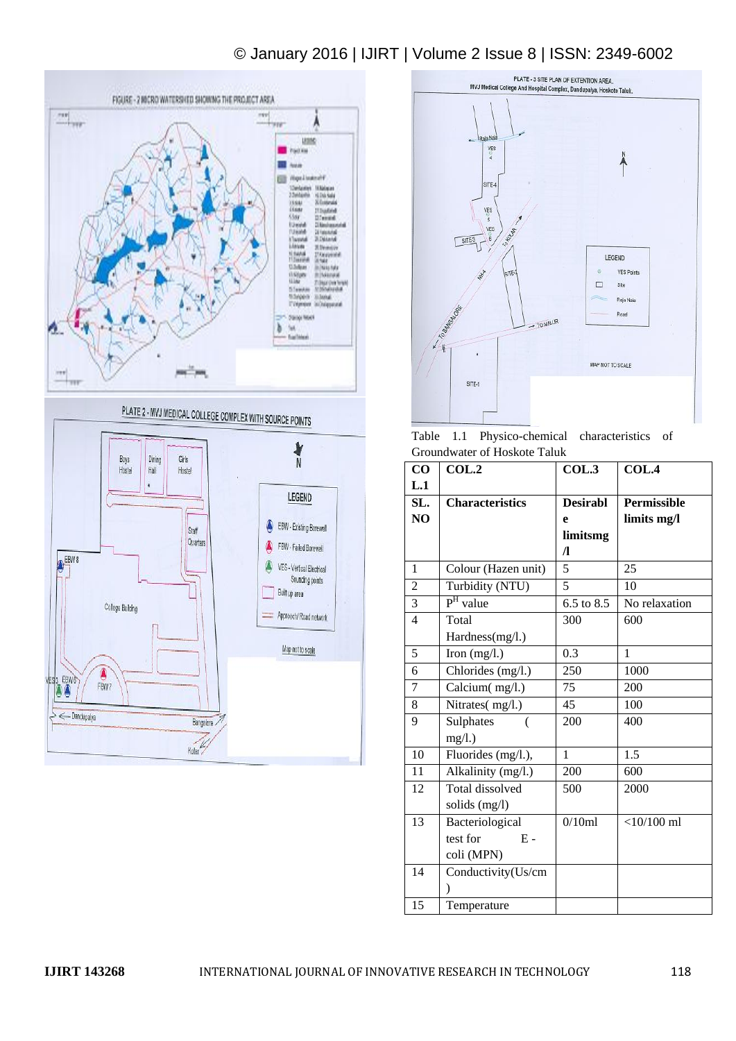Table 1.1 Physico-chemical characteristics of Groundwater of Hoskote Taluk

| COL.1 | COL.2 | COL.3 | COL.4 |
|---|---|---|---|
| **SL. NO** | **Characteristics** | **Desirable limitsmg /l** | **Permissible limits mg/l** |
| 1 | Colour (Hazen unit) | 5 | 25 |
| 2 | Turbidity (NTU) | 5 | 10 |
| 3 | $P^H$ value | 6.5 to 8.5 | No relaxation |
| 4 | Total Hardness(mg/l.) | 300 | 600 |
| 5 | Iron (mg/l.) | 0.3 | 1 |
| 6 | Chlorides (mg/l.) | 250 | 1000 |
| 7 | Calcium( mg/l.) | 75 | 200 |
| 8 | Nitrates( mg/l.) | 45 | 100 |
| 9 | Sulphates ( mg/l.) | 200 | 400 |
| 10 | Fluorides (mg/l.), | 1 | 1.5 |
| 11 | Alkalinity (mg/l.) | 200 | 600 |
| 12 | Total dissolved solids (mg/l) | 500 | 2000 |
| 13 | Bacteriological test for E - coli (MPN) | 0/10ml | <10/100 ml |
| 14 | Conductivity(Us/cm ) | | |
| 15 | Temperature | | |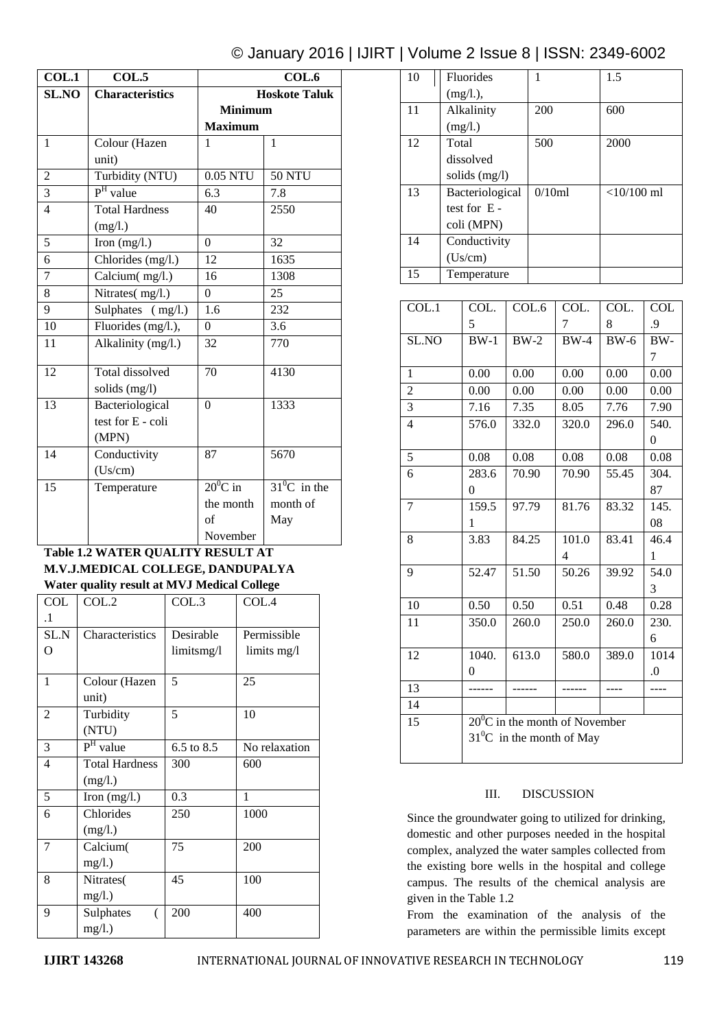| COL.1 | COL.5 | COL.6 | |
|---|---|---|---|
| SL.NO | Characteristics | Hoskote Taluk | |
| | | Minimum | Maximum |
| 1 | Colour (Hazen unit) | 1 | 1 |
| 2 | Turbidity (NTU) | 0.05 NTU | 50 NTU |
| 3 | $P^H$ value | 6.3 | 7.8 |
| 4 | Total Hardness (mg/l.) | 40 | 2550 |
| 5 | Iron (mg/l.) | 0 | 32 |
| 6 | Chlorides (mg/l.) | 12 | 1635 |
| 7 | Calcium( mg/l.) | 16 | 1308 |
| 8 | Nitrates( mg/l.) | 0 | 25 |
| 9 | Sulphates ( mg/l.) | 1.6 | 232 |
| 10 | Fluorides (mg/l.), | 0 | 3.6 |
| 11 | Alkalinity (mg/l.) | 32 | 770 |
| 12 | Total dissolved solids (mg/l) | 70 | 4130 |
| 13 | Bacteriological test for E - coli (MPN) | 0 | 1333 |
| 14 | Conductivity (Us/cm) | 87 | 5670 |
| 15 | Temperature | $20^0$C in the month of November | $31^0$C in the month of May |

**Table 1.2 WATER QUALITY RESULT AT M.V.J.MEDICAL COLLEGE, DANDUPALYA**

**Water quality result at MVJ Medical College**

| COL.1 | COL.2 | COL.3 | COL.4 |
|---|---|---|---|
| SL.NO | Characteristics | Desirable limitsmg/l | Permissible limits mg/l |
| 1 | Colour (Hazen unit) | 5 | 25 |
| 2 | Turbidity (NTU) | 5 | 10 |
| 3 | $P^H$ value | 6.5 to 8.5 | No relaxation |
| 4 | Total Hardness (mg/l.) | 300 | 600 |
| 5 | Iron (mg/l.) | 0.3 | 1 |
| 6 | Chlorides (mg/l.) | 250 | 1000 |
| 7 | Calcium( mg/l.) | 75 | 200 |
| 8 | Nitrates( mg/l.) | 45 | 100 |
| 9 | Sulphates ( mg/l.) | 200 | 400 |
| 10 | Fluorides (mg/l.), | 1 | 1.5 |
| 11 | Alkalinity (mg/l.) | 200 | 600 |
| 12 | Total dissolved solids (mg/l) | 500 | 2000 |
| 13 | Bacteriological test for E - coli (MPN) | 0/10ml | <10/100 ml |
| 14 | Conductivity (Us/cm) | | |
| 15 | Temperature | | |

| COL.1 | COL.5 | COL.6 | COL.7 | COL.8 | COL.9 |
|---|---|---|---|---|---|
| SL.NO | BW-1 | BW-2 | BW-4 | BW-6 | BW-7 |
| 1 | 0.00 | 0.00 | 0.00 | 0.00 | 0.00 |
| 2 | 0.00 | 0.00 | 0.00 | 0.00 | 0.00 |
| 3 | 7.16 | 7.35 | 8.05 | 7.76 | 7.90 |
| 4 | 576.0 | 332.0 | 320.0 | 296.0 | 540.0 |
| 5 | 0.08 | 0.08 | 0.08 | 0.08 | 0.08 |
| 6 | 283.60 | 70.90 | 70.90 | 55.45 | 304.87 |
| 7 | 159.51 | 97.79 | 81.76 | 83.32 | 145.08 |
| 8 | 3.83 | 84.25 | 101.04 | 83.41 | 46.41 |
| 9 | 52.47 | 51.50 | 50.26 | 39.92 | 54.03 |
| 10 | 0.50 | 0.50 | 0.51 | 0.48 | 0.28 |
| 11 | 350.0 | 260.0 | 250.0 | 260.0 | 230.6 |
| 12 | 1040.0 | 613.0 | 580.0 | 389.0 | 1014.0 |
| 13 | ------ | ------ | ------ | ---- | ---- |
| 14 | | | | | |
| 15 | $20^0$C in the month of November $31^0$C in the month of May | | | | |

## III. DISCUSSION

Since the groundwater going to utilized for drinking, domestic and other purposes needed in the hospital complex, analyzed the water samples collected from the existing bore wells in the hospital and college campus. The results of the chemical analysis are given in the Table 1.2

From the examination of the analysis of the parameters are within the permissible limits except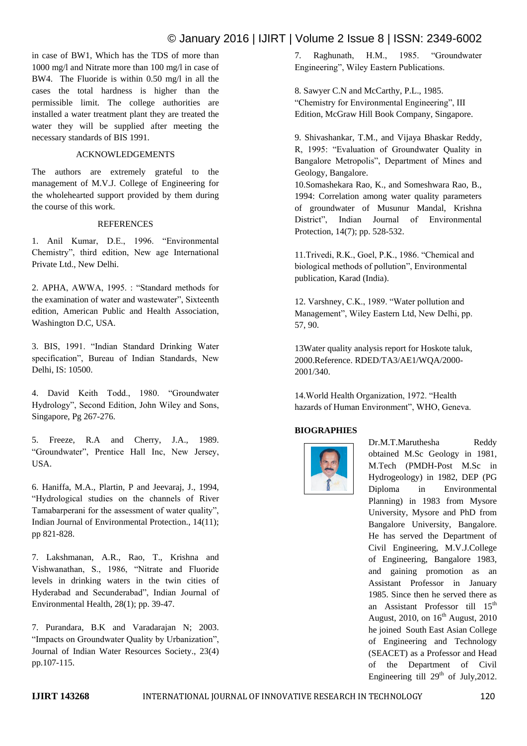in case of BW1, Which has the TDS of more than 1000 mg/l and Nitrate more than 100 mg/l in case of BW4. The Fluoride is within 0.50 mg/l in all the cases the total hardness is higher than the permissible limit. The college authorities are installed a water treatment plant they are treated the water they will be supplied after meeting the necessary standards of BIS 1991.

## ACKNOWLEDGEMENTS

The authors are extremely grateful to the management of M.V.J. College of Engineering for the wholehearted support provided by them during the course of this work.

## REFERENCES

1. Anil Kumar, D.E., 1996. "Environmental Chemistry", third edition, New age International Private Ltd., New Delhi.

2. APHA, AWWA, 1995. : "Standard methods for the examination of water and wastewater", Sixteenth edition, American Public and Health Association, Washington D.C, USA.

3. BIS, 1991. "Indian Standard Drinking Water specification", Bureau of Indian Standards, New Delhi, IS: 10500.

4. David Keith Todd., 1980. "Groundwater Hydrology", Second Edition, John Wiley and Sons, Singapore, Pg 267-276.

5. Freeze, R.A and Cherry, J.A., 1989. "Groundwater", Prentice Hall Inc, New Jersey, USA.

6. Haniffa, M.A., Plartin, P and Jeevaraj, J., 1994, "Hydrological studies on the channels of River Tamabarperani for the assessment of water quality", Indian Journal of Environmental Protection., 14(11); pp 821-828.

7. Lakshmanan, A.R., Rao, T., Krishna and Vishwanathan, S., 1986, "Nitrate and Fluoride levels in drinking waters in the twin cities of Hyderabad and Secunderabad", Indian Journal of Environmental Health, 28(1); pp. 39-47.

7. Purandara, B.K and Varadarajan N; 2003. "Impacts on Groundwater Quality by Urbanization", Journal of Indian Water Resources Society., 23(4) pp.107-115.

7. Raghunath, H.M., 1985. "Groundwater Engineering", Wiley Eastern Publications.

8. Sawyer C.N and McCarthy, P.L., 1985. "Chemistry for Environmental Engineering", III Edition, McGraw Hill Book Company, Singapore.

9. Shivashankar, T.M., and Vijaya Bhaskar Reddy, R, 1995: "Evaluation of Groundwater Quality in Bangalore Metropolis", Department of Mines and Geology, Bangalore.

10.Somashekara Rao, K., and Someshwara Rao, B., 1994: Correlation among water quality parameters of groundwater of Musunur Mandal, Krishna District", Indian Journal of Environmental Protection, 14(7); pp. 528-532.

11.Trivedi, R.K., Goel, P.K., 1986. "Chemical and biological methods of pollution", Environmental publication, Karad (India).

12. Varshney, C.K., 1989. "Water pollution and Management", Wiley Eastern Ltd, New Delhi, pp. 57, 90.

13Water quality analysis report for Hoskote taluk, 2000.Reference. RDED/TA3/AE1/WQA/2000-2001/340.

14.World Health Organization, 1972. "Health hazards of Human Environment", WHO, Geneva.

## BIOGRAPHIES

Dr.M.T.Maruthesha Reddy obtained M.Sc Geology in 1981, M.Tech (PMDH-Post M.Sc in Hydrogeology) in 1982, DEP (PG Diploma in Environmental Planning) in 1983 from Mysore University, Mysore and PhD from Bangalore University, Bangalore. He has served the Department of Civil Engineering, M.V.J.College of Engineering, Bangalore 1983, and gaining promotion as an Assistant Professor in January 1985. Since then he served there as an Assistant Professor till 15th August, 2010, on 16th August, 2010 he joined South East Asian College of Engineering and Technology (SEACET) as a Professor and Head of the Department of Civil Engineering till 29th of July,2012.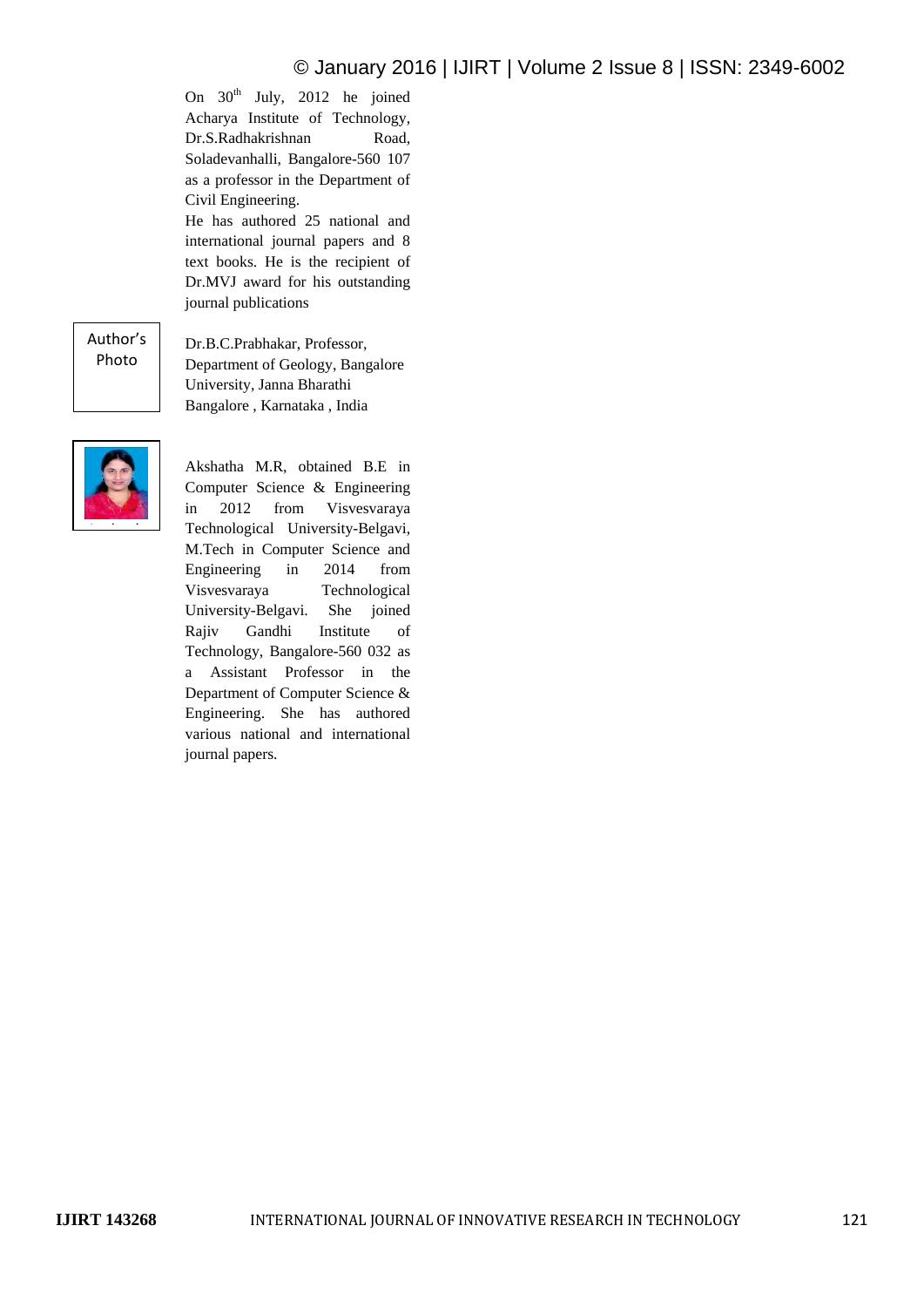On 30th July, 2012 he joined Acharya Institute of Technology, Dr.S.Radhakrishnan Road, Soladevanhalli, Bangalore-560 107 as a professor in the Department of Civil Engineering.

He has authored 25 national and international journal papers and 8 text books. He is the recipient of Dr.MVJ award for his outstanding journal publications

Author's Photo

Dr.B.C.Prabhakar, Professor, Department of Geology, Bangalore University, Janna Bharathi Bangalore , Karnataka , India

Akshatha M.R, obtained B.E in Computer Science & Engineering in 2012 from Visvesvaraya Technological University-Belgavi, M.Tech in Computer Science and Engineering in 2014 from Visvesvaraya Technological University-Belgavi. She joined Rajiv Gandhi Institute of Technology, Bangalore-560 032 as a Assistant Professor in the Department of Computer Science & Engineering. She has authored various national and international journal papers.